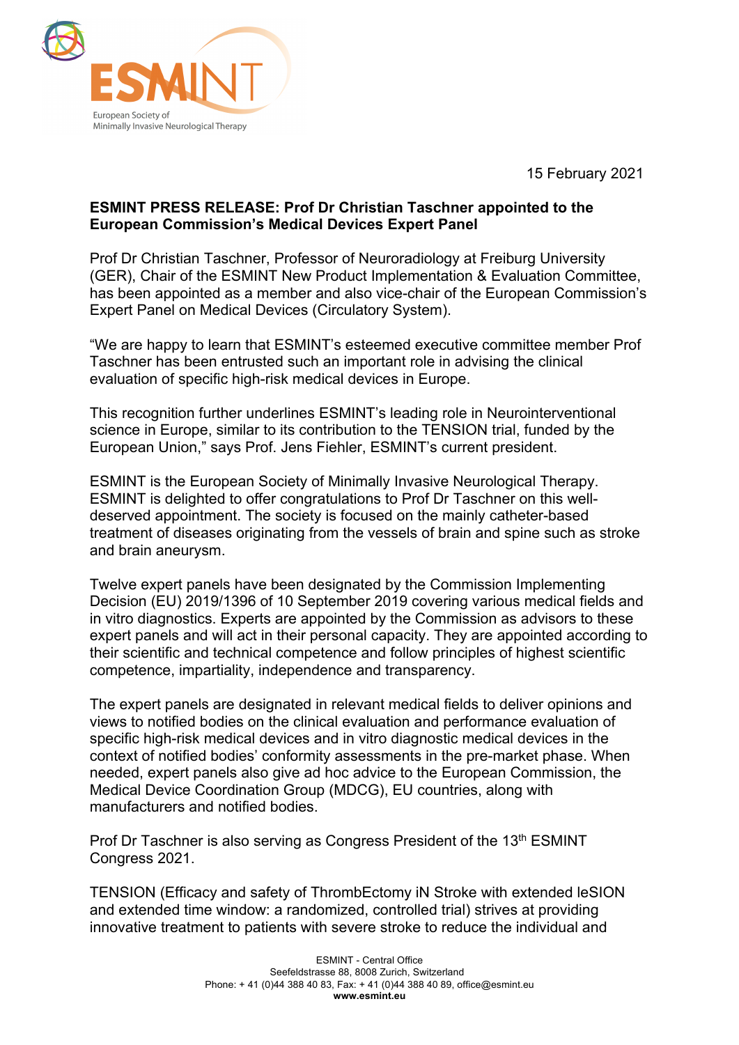15 February 2021

**ESMINT PRESS RELEASE: Prof Dr Christian Taschner appointed to the European Commission's Medical Devices Expert Panel**

Prof Dr Christian Taschner, Professor of Neuroradiology at Freiburg University (GER), Chair of the ESMINT New Product Implementation & Evaluation Committee, has been appointed as a member and also vice-chair of the European Commission's Expert Panel on Medical Devices (Circulatory System).

"We are happy to learn that ESMINT's esteemed executive committee member Prof Taschner has been entrusted such an important role in advising the clinical evaluation of specific high-risk medical devices in Europe.

This recognition further underlines ESMINT's leading role in Neurointerventional science in Europe, similar to its contribution to the TENSION trial, funded by the European Union," says Prof. Jens Fiehler, ESMINT's current president.

ESMINT is the European Society of Minimally Invasive Neurological Therapy. ESMINT is delighted to offer congratulations to Prof Dr Taschner on this well-deserved appointment. The society is focused on the mainly catheter-based treatment of diseases originating from the vessels of brain and spine such as stroke and brain aneurysm.

Twelve expert panels have been designated by the Commission Implementing Decision (EU) 2019/1396 of 10 September 2019 covering various medical fields and in vitro diagnostics. Experts are appointed by the Commission as advisors to these expert panels and will act in their personal capacity. They are appointed according to their scientific and technical competence and follow principles of highest scientific competence, impartiality, independence and transparency.

The expert panels are designated in relevant medical fields to deliver opinions and views to notified bodies on the clinical evaluation and performance evaluation of specific high-risk medical devices and in vitro diagnostic medical devices in the context of notified bodies' conformity assessments in the pre-market phase. When needed, expert panels also give ad hoc advice to the European Commission, the Medical Device Coordination Group (MDCG), EU countries, along with manufacturers and notified bodies.

Prof Dr Taschner is also serving as Congress President of the 13th ESMINT Congress 2021.

TENSION (Efficacy and safety of ThrombEctomy iN Stroke with extended leSION and extended time window: a randomized, controlled trial) strives at providing innovative treatment to patients with severe stroke to reduce the individual and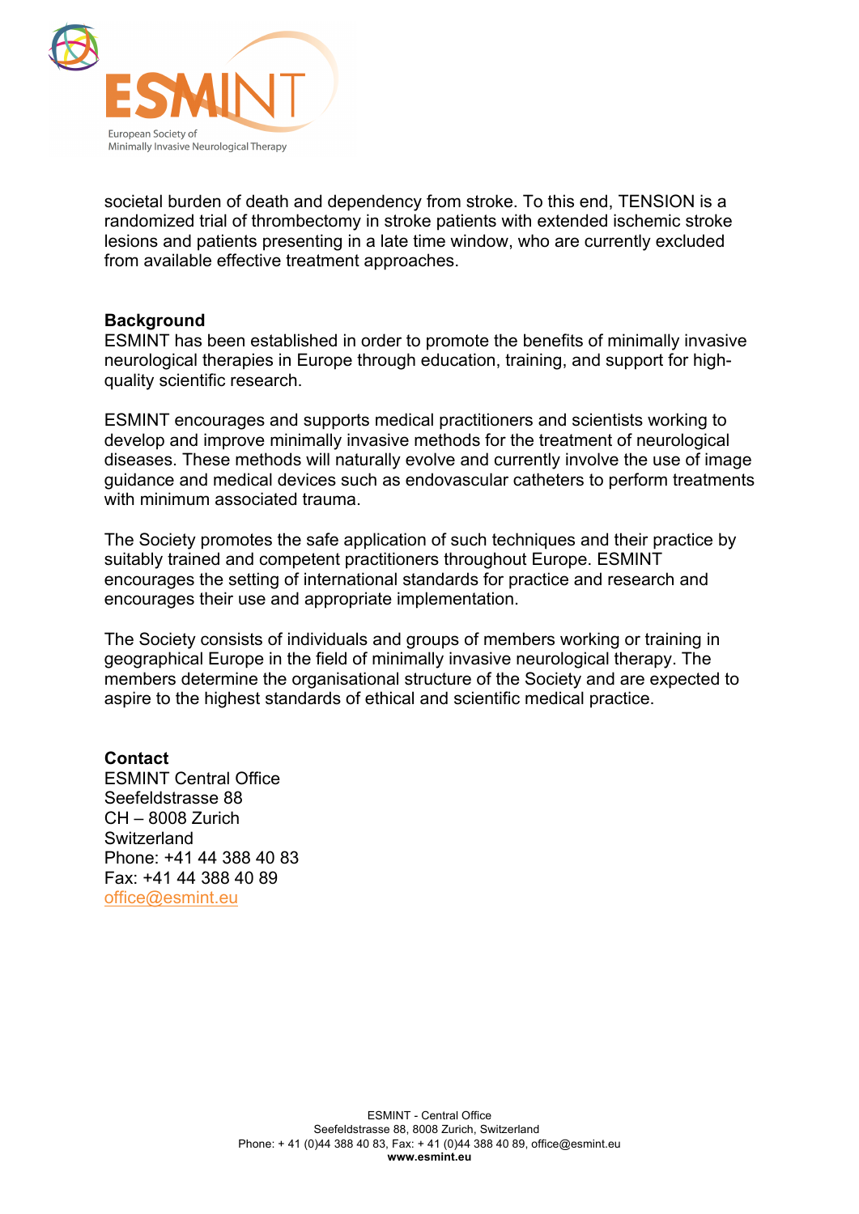societal burden of death and dependency from stroke. To this end, TENSION is a randomized trial of thrombectomy in stroke patients with extended ischemic stroke lesions and patients presenting in a late time window, who are currently excluded from available effective treatment approaches.

**Background**

ESMINT has been established in order to promote the benefits of minimally invasive neurological therapies in Europe through education, training, and support for high-quality scientific research.

ESMINT encourages and supports medical practitioners and scientists working to develop and improve minimally invasive methods for the treatment of neurological diseases. These methods will naturally evolve and currently involve the use of image guidance and medical devices such as endovascular catheters to perform treatments with minimum associated trauma.

The Society promotes the safe application of such techniques and their practice by suitably trained and competent practitioners throughout Europe. ESMINT encourages the setting of international standards for practice and research and encourages their use and appropriate implementation.

The Society consists of individuals and groups of members working or training in geographical Europe in the field of minimally invasive neurological therapy. The members determine the organisational structure of the Society and are expected to aspire to the highest standards of ethical and scientific medical practice.

**Contact**

ESMINT Central Office
Seefeldstrasse 88
CH – 8008 Zurich
Switzerland
Phone: +41 44 388 40 83
Fax: +41 44 388 40 89
office@esmint.eu